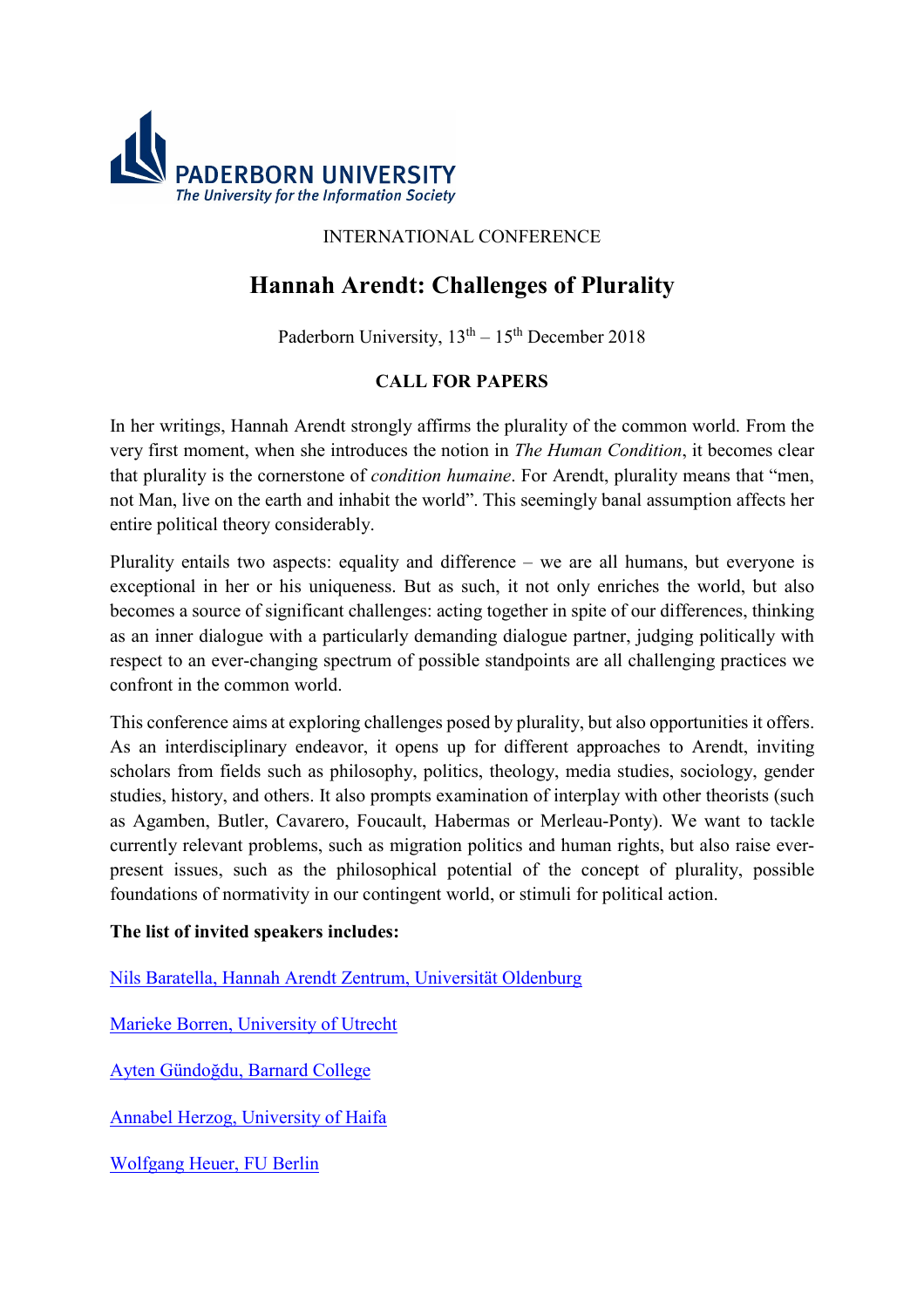PADERBORN UNIVERSITY
*The University for the Information Society*

INTERNATIONAL CONFERENCE

# Hannah Arendt: Challenges of Plurality

Paderborn University, 13th – 15th December 2018

**CALL FOR PAPERS**

In her writings, Hannah Arendt strongly affirms the plurality of the common world. From the very first moment, when she introduces the notion in *The Human Condition*, it becomes clear that plurality is the cornerstone of *condition humaine*. For Arendt, plurality means that "men, not Man, live on the earth and inhabit the world". This seemingly banal assumption affects her entire political theory considerably.

Plurality entails two aspects: equality and difference – we are all humans, but everyone is exceptional in her or his uniqueness. But as such, it not only enriches the world, but also becomes a source of significant challenges: acting together in spite of our differences, thinking as an inner dialogue with a particularly demanding dialogue partner, judging politically with respect to an ever-changing spectrum of possible standpoints are all challenging practices we confront in the common world.

This conference aims at exploring challenges posed by plurality, but also opportunities it offers. As an interdisciplinary endeavor, it opens up for different approaches to Arendt, inviting scholars from fields such as philosophy, politics, theology, media studies, sociology, gender studies, history, and others. It also prompts examination of interplay with other theorists (such as Agamben, Butler, Cavarero, Foucault, Habermas or Merleau-Ponty). We want to tackle currently relevant problems, such as migration politics and human rights, but also raise ever-present issues, such as the philosophical potential of the concept of plurality, possible foundations of normativity in our contingent world, or stimuli for political action.

**The list of invited speakers includes:**

Nils Baratella, Hannah Arendt Zentrum, Universität Oldenburg

Marieke Borren, University of Utrecht

Ayten Gündoğdu, Barnard College

Annabel Herzog, University of Haifa

Wolfgang Heuer, FU Berlin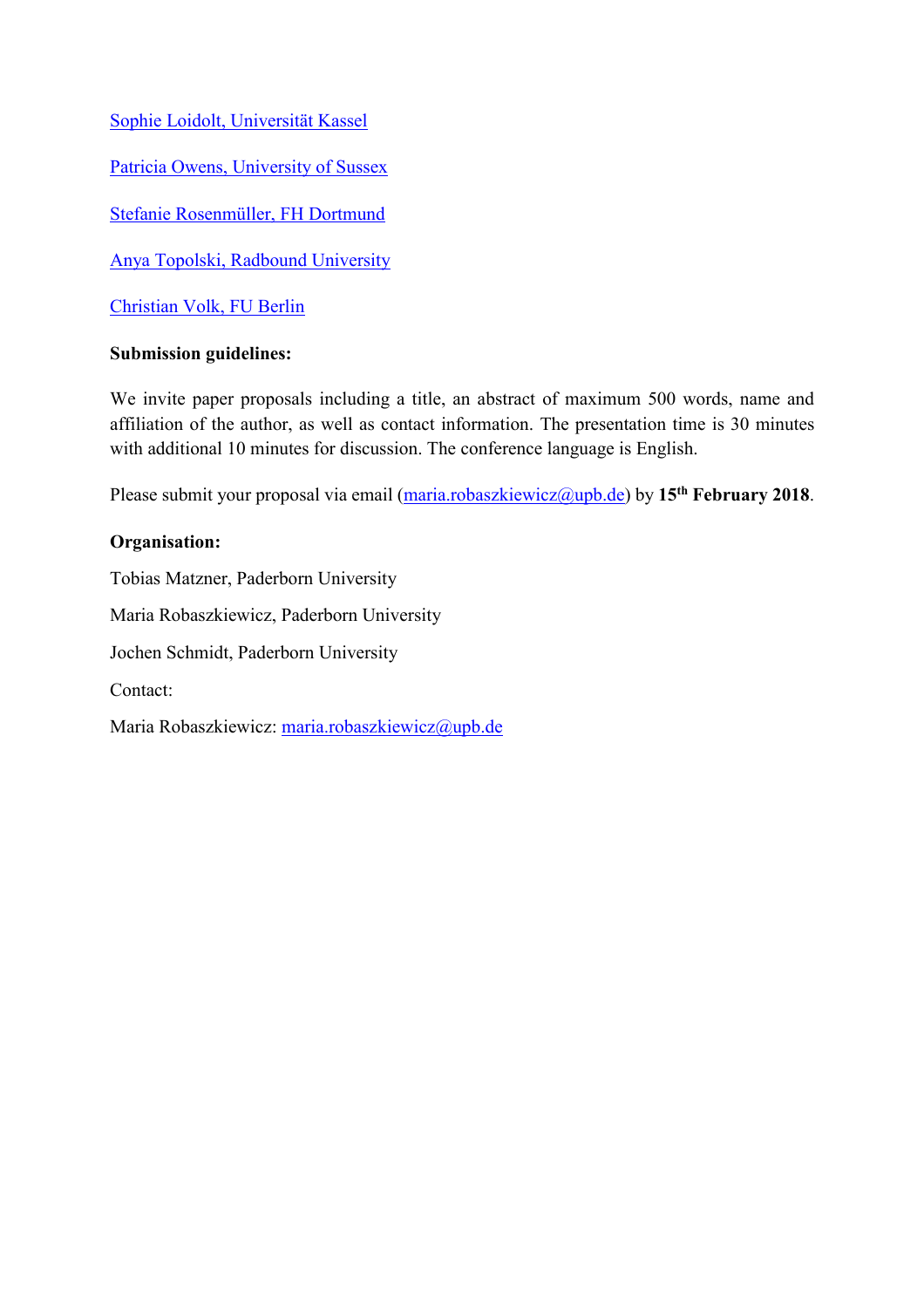Sophie Loidolt, Universität Kassel

Patricia Owens, University of Sussex

Stefanie Rosenmüller, FH Dortmund

Anya Topolski, Radbound University

Christian Volk, FU Berlin

**Submission guidelines:**

We invite paper proposals including a title, an abstract of maximum 500 words, name and affiliation of the author, as well as contact information. The presentation time is 30 minutes with additional 10 minutes for discussion. The conference language is English.

Please submit your proposal via email (maria.robaszkiewicz@upb.de) by **15th February 2018**.

**Organisation:**

Tobias Matzner, Paderborn University

Maria Robaszkiewicz, Paderborn University

Jochen Schmidt, Paderborn University

Contact:

Maria Robaszkiewicz: maria.robaszkiewicz@upb.de